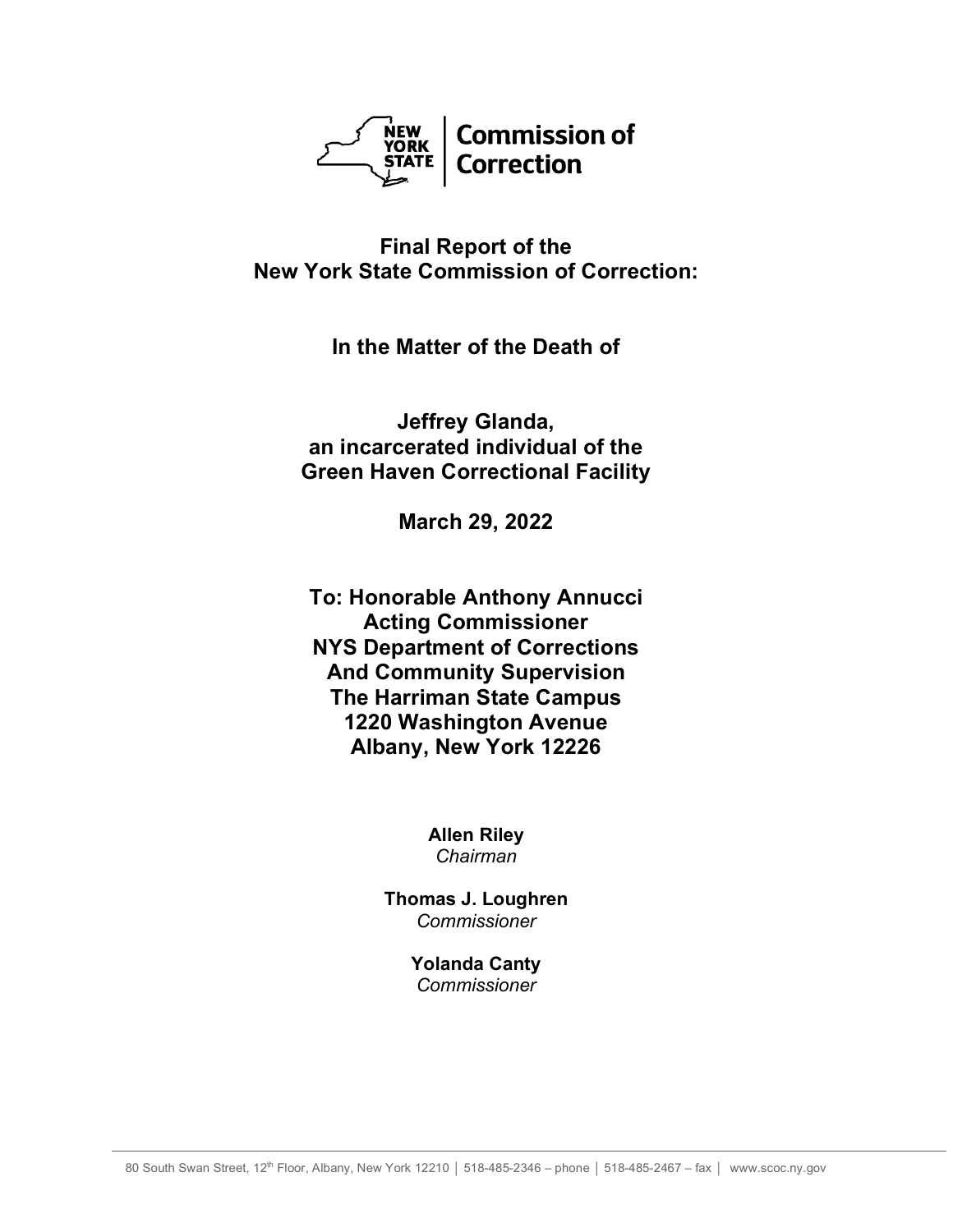NEW YORK STATE | Commission of Correction

# Final Report of the New York State Commission of Correction:

## In the Matter of the Death of

## Jeffrey Glanda, an incarcerated individual of the Green Haven Correctional Facility

**March 29, 2022**

**To: Honorable Anthony Annucci**
**Acting Commissioner**
**NYS Department of Corrections**
**And Community Supervision**
**The Harriman State Campus**
**1220 Washington Avenue**
**Albany, New York 12226**

**Allen Riley**
*Chairman*

**Thomas J. Loughren**
*Commissioner*

**Yolanda Canty**
*Commissioner*

80 South Swan Street, 12th Floor, Albany, New York 12210 │ 518-485-2346 – phone │ 518-485-2467 – fax │ www.scoc.ny.gov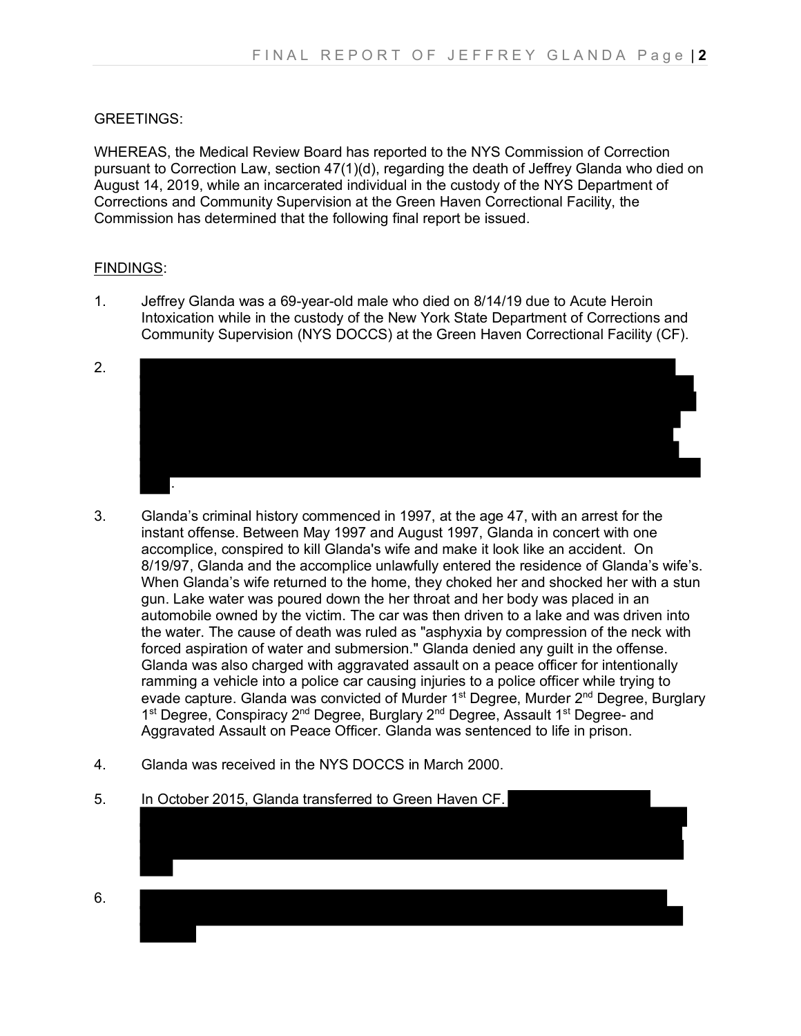GREETINGS:

WHEREAS, the Medical Review Board has reported to the NYS Commission of Correction pursuant to Correction Law, section 47(1)(d), regarding the death of Jeffrey Glanda who died on August 14, 2019, while an incarcerated individual in the custody of the NYS Department of Corrections and Community Supervision at the Green Haven Correctional Facility, the Commission has determined that the following final report be issued.

FINDINGS:

1. Jeffrey Glanda was a 69-year-old male who died on 8/14/19 due to Acute Heroin Intoxication while in the custody of the New York State Department of Corrections and Community Supervision (NYS DOCCS) at the Green Haven Correctional Facility (CF).

2. [REDACTED].

3. Glanda's criminal history commenced in 1997, at the age 47, with an arrest for the instant offense. Between May 1997 and August 1997, Glanda in concert with one accomplice, conspired to kill Glanda's wife and make it look like an accident. On 8/19/97, Glanda and the accomplice unlawfully entered the residence of Glanda's wife's. When Glanda's wife returned to the home, they choked her and shocked her with a stun gun. Lake water was poured down the her throat and her body was placed in an automobile owned by the victim. The car was then driven to a lake and was driven into the water. The cause of death was ruled as "asphyxia by compression of the neck with forced aspiration of water and submersion." Glanda denied any guilt in the offense. Glanda was also charged with aggravated assault on a peace officer for intentionally ramming a vehicle into a police car causing injuries to a police officer while trying to evade capture. Glanda was convicted of Murder 1st Degree, Murder 2nd Degree, Burglary 1st Degree, Conspiracy 2nd Degree, Burglary 2nd Degree, Assault 1st Degree- and Aggravated Assault on Peace Officer. Glanda was sentenced to life in prison.

4. Glanda was received in the NYS DOCCS in March 2000.

5. In October 2015, Glanda transferred to Green Haven CF. [REDACTED]

6. [REDACTED]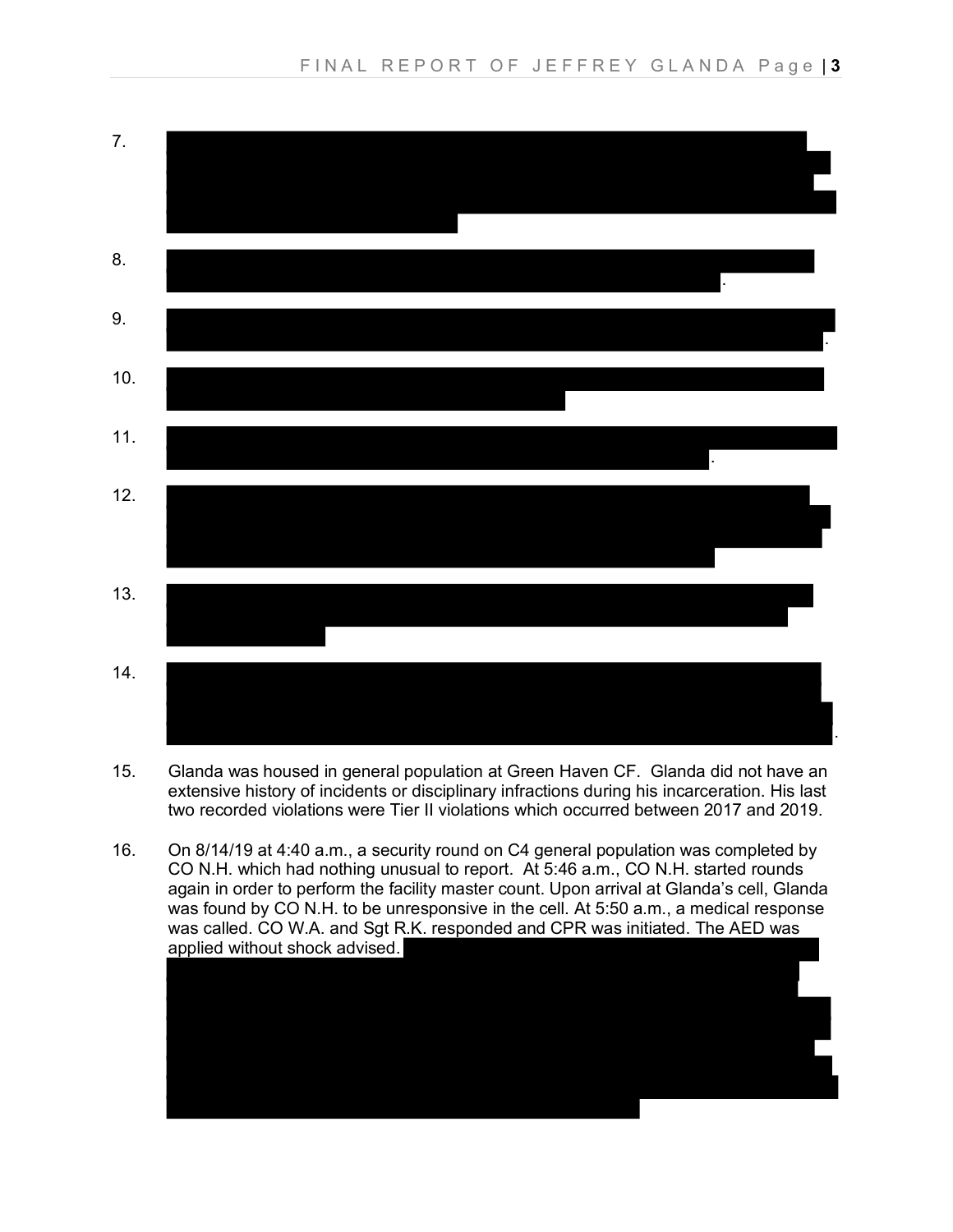7. [REDACTED]

8. [REDACTED].

9. [REDACTED].

10. [REDACTED]

11. [REDACTED].

12. [REDACTED]

13. [REDACTED]

14. [REDACTED].

15. Glanda was housed in general population at Green Haven CF. Glanda did not have an extensive history of incidents or disciplinary infractions during his incarceration. His last two recorded violations were Tier II violations which occurred between 2017 and 2019.

16. On 8/14/19 at 4:40 a.m., a security round on C4 general population was completed by CO N.H. which had nothing unusual to report. At 5:46 a.m., CO N.H. started rounds again in order to perform the facility master count. Upon arrival at Glanda's cell, Glanda was found by CO N.H. to be unresponsive in the cell. At 5:50 a.m., a medical response was called. CO W.A. and Sgt R.K. responded and CPR was initiated. The AED was applied without shock advised. [REDACTED]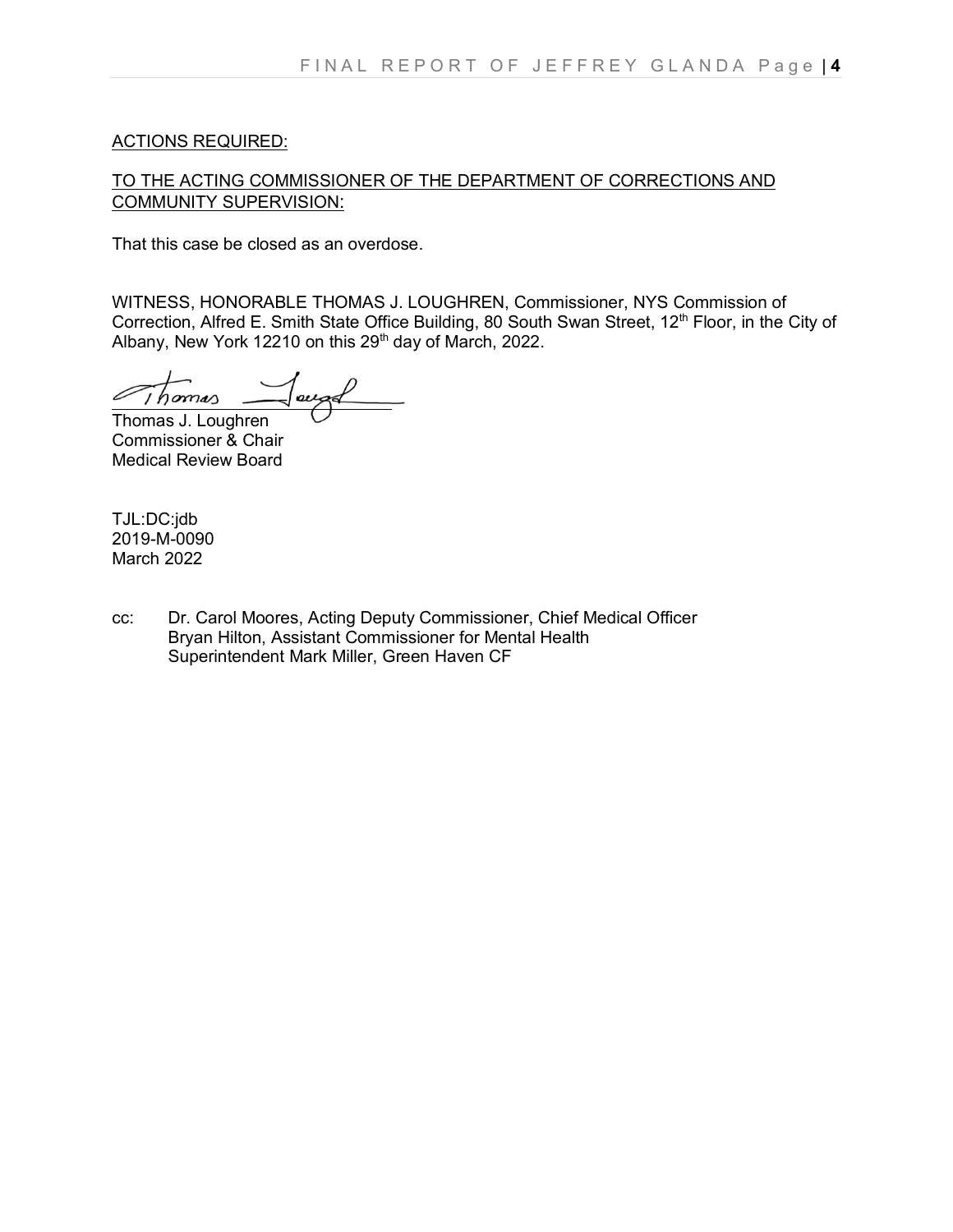ACTIONS REQUIRED:

TO THE ACTING COMMISSIONER OF THE DEPARTMENT OF CORRECTIONS AND COMMUNITY SUPERVISION:

That this case be closed as an overdose.

WITNESS, HONORABLE THOMAS J. LOUGHREN, Commissioner, NYS Commission of Correction, Alfred E. Smith State Office Building, 80 South Swan Street, 12th Floor, in the City of Albany, New York 12210 on this 29th day of March, 2022.

Thomas J. Loughren
Commissioner & Chair
Medical Review Board

TJL:DC:jdb
2019-M-0090
March 2022

cc: Dr. Carol Moores, Acting Deputy Commissioner, Chief Medical Officer
Bryan Hilton, Assistant Commissioner for Mental Health
Superintendent Mark Miller, Green Haven CF